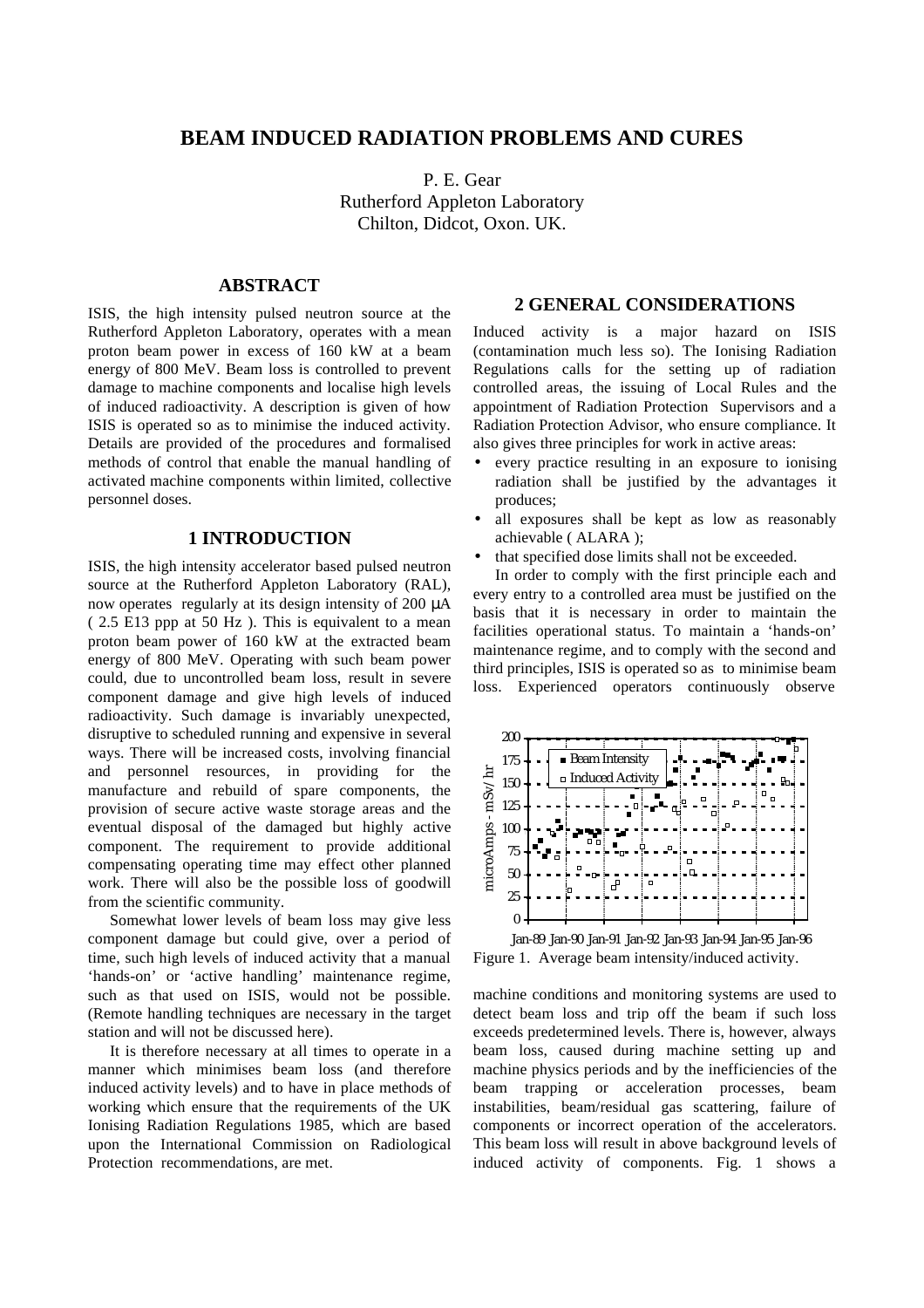# BEAM INDUCED RADIATION PROBLEMS AND CURES

P. E. Gear
Rutherford Appleton Laboratory
Chilton, Didcot, Oxon. UK.

## ABSTRACT

ISIS, the high intensity pulsed neutron source at the Rutherford Appleton Laboratory, operates with a mean proton beam power in excess of 160 kW at a beam energy of 800 MeV. Beam loss is controlled to prevent damage to machine components and localise high levels of induced radioactivity. A description is given of how ISIS is operated so as to minimise the induced activity. Details are provided of the procedures and formalised methods of control that enable the manual handling of activated machine components within limited, collective personnel doses.

## 1 INTRODUCTION

ISIS, the high intensity accelerator based pulsed neutron source at the Rutherford Appleton Laboratory (RAL), now operates regularly at its design intensity of 200 µA ( 2.5 E13 ppp at 50 Hz ). This is equivalent to a mean proton beam power of 160 kW at the extracted beam energy of 800 MeV. Operating with such beam power could, due to uncontrolled beam loss, result in severe component damage and give high levels of induced radioactivity. Such damage is invariably unexpected, disruptive to scheduled running and expensive in several ways. There will be increased costs, involving financial and personnel resources, in providing for the manufacture and rebuild of spare components, the provision of secure active waste storage areas and the eventual disposal of the damaged but highly active component. The requirement to provide additional compensating operating time may effect other planned work. There will also be the possible loss of goodwill from the scientific community.

Somewhat lower levels of beam loss may give less component damage but could give, over a period of time, such high levels of induced activity that a manual 'hands-on' or 'active handling' maintenance regime, such as that used on ISIS, would not be possible. (Remote handling techniques are necessary in the target station and will not be discussed here).

It is therefore necessary at all times to operate in a manner which minimises beam loss (and therefore induced activity levels) and to have in place methods of working which ensure that the requirements of the UK Ionising Radiation Regulations 1985, which are based upon the International Commission on Radiological Protection recommendations, are met.

## 2 GENERAL CONSIDERATIONS

Induced activity is a major hazard on ISIS (contamination much less so). The Ionising Radiation Regulations calls for the setting up of radiation controlled areas, the issuing of Local Rules and the appointment of Radiation Protection Supervisors and a Radiation Protection Advisor, who ensure compliance. It also gives three principles for work in active areas:

- every practice resulting in an exposure to ionising radiation shall be justified by the advantages it produces;
- all exposures shall be kept as low as reasonably achievable ( ALARA );
- that specified dose limits shall not be exceeded.

In order to comply with the first principle each and every entry to a controlled area must be justified on the basis that it is necessary in order to maintain the facilities operational status. To maintain a 'hands-on' maintenance regime, and to comply with the second and third principles, ISIS is operated so as to minimise beam loss. Experienced operators continuously observe machine conditions and monitoring systems are used to detect beam loss and trip off the beam if such loss exceeds predetermined levels. There is, however, always beam loss, caused during machine setting up and machine physics periods and by the inefficiencies of the beam trapping or acceleration processes, beam instabilities, beam/residual gas scattering, failure of components or incorrect operation of the accelerators. This beam loss will result in above background levels of induced activity of components. Fig. 1 shows a

Figure 1. Average beam intensity/induced activity.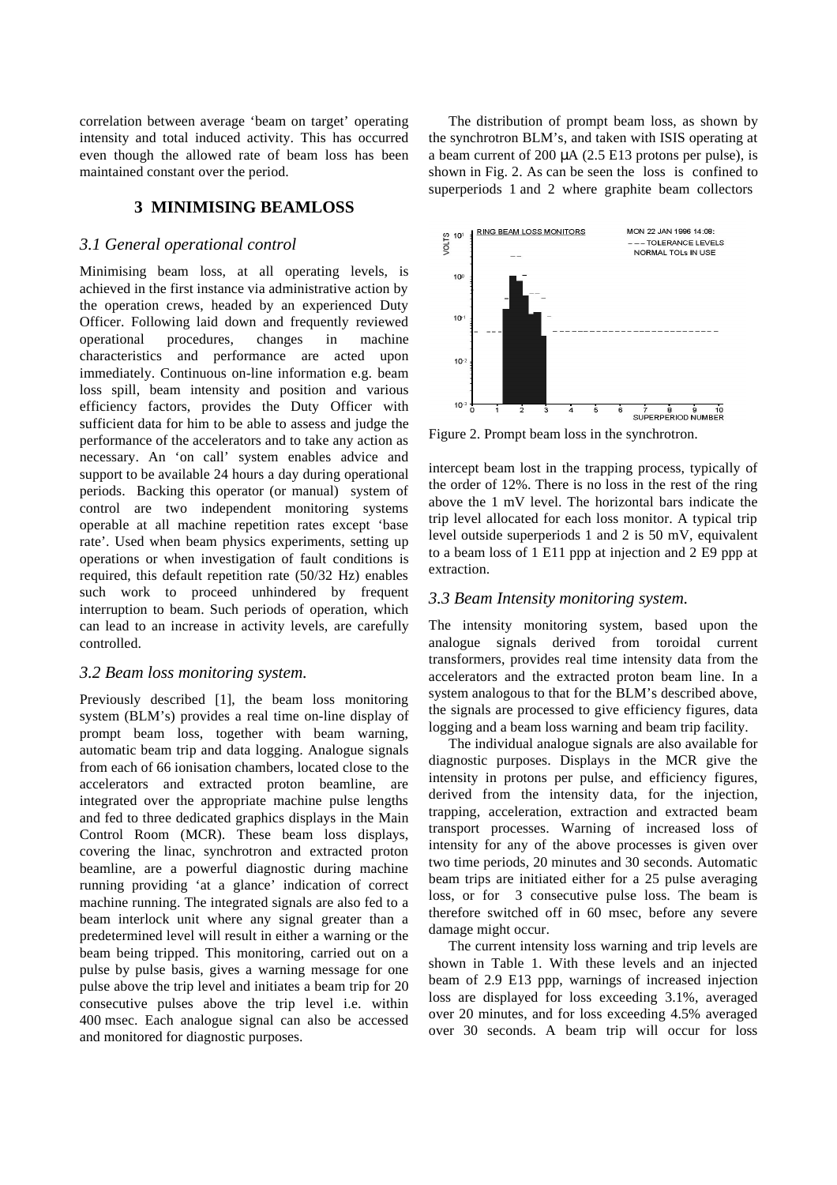correlation between average 'beam on target' operating intensity and total induced activity. This has occurred even though the allowed rate of beam loss has been maintained constant over the period.

## 3 MINIMISING BEAMLOSS

### *3.1 General operational control*

Minimising beam loss, at all operating levels, is achieved in the first instance via administrative action by the operation crews, headed by an experienced Duty Officer. Following laid down and frequently reviewed operational procedures, changes in machine characteristics and performance are acted upon immediately. Continuous on-line information e.g. beam loss spill, beam intensity and position and various efficiency factors, provides the Duty Officer with sufficient data for him to be able to assess and judge the performance of the accelerators and to take any action as necessary. An 'on call' system enables advice and support to be available 24 hours a day during operational periods. Backing this operator (or manual) system of control are two independent monitoring systems operable at all machine repetition rates except 'base rate'. Used when beam physics experiments, setting up operations or when investigation of fault conditions is required, this default repetition rate (50/32 Hz) enables such work to proceed unhindered by frequent interruption to beam. Such periods of operation, which can lead to an increase in activity levels, are carefully controlled.

### *3.2 Beam loss monitoring system.*

Previously described [1], the beam loss monitoring system (BLM's) provides a real time on-line display of prompt beam loss, together with beam warning, automatic beam trip and data logging. Analogue signals from each of 66 ionisation chambers, located close to the accelerators and extracted proton beamline, are integrated over the appropriate machine pulse lengths and fed to three dedicated graphics displays in the Main Control Room (MCR). These beam loss displays, covering the linac, synchrotron and extracted proton beamline, are a powerful diagnostic during machine running providing 'at a glance' indication of correct machine running. The integrated signals are also fed to a beam interlock unit where any signal greater than a predetermined level will result in either a warning or the beam being tripped. This monitoring, carried out on a pulse by pulse basis, gives a warning message for one pulse above the trip level and initiates a beam trip for 20 consecutive pulses above the trip level i.e. within 400 msec. Each analogue signal can also be accessed and monitored for diagnostic purposes.

The distribution of prompt beam loss, as shown by the synchrotron BLM's, and taken with ISIS operating at a beam current of 200 μA (2.5 E13 protons per pulse), is shown in Fig. 2. As can be seen the loss is confined to superperiods 1 and 2 where graphite beam collectors intercept beam lost in the trapping process, typically of the order of 12%. There is no loss in the rest of the ring above the 1 mV level. The horizontal bars indicate the trip level allocated for each loss monitor. A typical trip level outside superperiods 1 and 2 is 50 mV, equivalent to a beam loss of 1 E11 ppp at injection and 2 E9 ppp at extraction.

Figure 2. Prompt beam loss in the synchrotron.

### *3.3 Beam Intensity monitoring system.*

The intensity monitoring system, based upon the analogue signals derived from toroidal current transformers, provides real time intensity data from the accelerators and the extracted proton beam line. In a system analogous to that for the BLM's described above, the signals are processed to give efficiency figures, data logging and a beam loss warning and beam trip facility.

The individual analogue signals are also available for diagnostic purposes. Displays in the MCR give the intensity in protons per pulse, and efficiency figures, derived from the intensity data, for the injection, trapping, acceleration, extraction and extracted beam transport processes. Warning of increased loss of intensity for any of the above processes is given over two time periods, 20 minutes and 30 seconds. Automatic beam trips are initiated either for a 25 pulse averaging loss, or for 3 consecutive pulse loss. The beam is therefore switched off in 60 msec, before any severe damage might occur.

The current intensity loss warning and trip levels are shown in Table 1. With these levels and an injected beam of 2.9 E13 ppp, warnings of increased injection loss are displayed for loss exceeding 3.1%, averaged over 20 minutes, and for loss exceeding 4.5% averaged over 30 seconds. A beam trip will occur for loss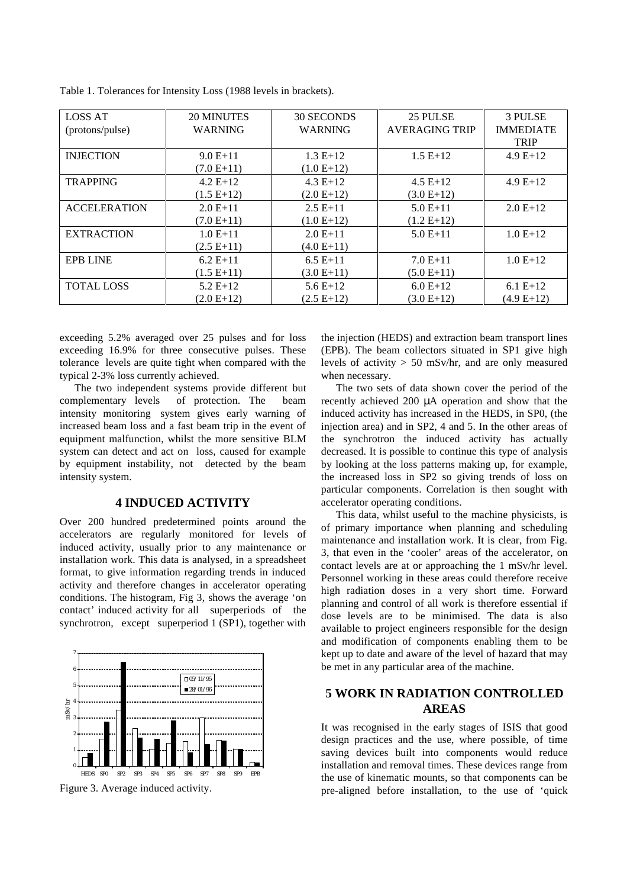Table 1. Tolerances for Intensity Loss (1988 levels in brackets).

| LOSS AT (protons/pulse) | 20 MINUTES WARNING | 30 SECONDS WARNING | 25 PULSE AVERAGING TRIP | 3 PULSE IMMEDIATE TRIP |
|---|---|---|---|---|
| INJECTION | 9.0 E+11 (7.0 E+11) | 1.3 E+12 (1.0 E+12) | 1.5 E+12 | 4.9 E+12 |
| TRAPPING | 4.2 E+12 (1.5 E+12) | 4.3 E+12 (2.0 E+12) | 4.5 E+12 (3.0 E+12) | 4.9 E+12 |
| ACCELERATION | 2.0 E+11 (7.0 E+11) | 2.5 E+11 (1.0 E+12) | 5.0 E+11 (1.2 E+12) | 2.0 E+12 |
| EXTRACTION | 1.0 E+11 (2.5 E+11) | 2.0 E+11 (4.0 E+11) | 5.0 E+11 | 1.0 E+12 |
| EPB LINE | 6.2 E+11 (1.5 E+11) | 6.5 E+11 (3.0 E+11) | 7.0 E+11 (5.0 E+11) | 1.0 E+12 |
| TOTAL LOSS | 5.2 E+12 (2.0 E+12) | 5.6 E+12 (2.5 E+12) | 6.0 E+12 (3.0 E+12) | 6.1 E+12 (4.9 E+12) |

exceeding 5.2% averaged over 25 pulses and for loss exceeding 16.9% for three consecutive pulses. These tolerance levels are quite tight when compared with the typical 2-3% loss currently achieved.

The two independent systems provide different but complementary levels of protection. The beam intensity monitoring system gives early warning of increased beam loss and a fast beam trip in the event of equipment malfunction, whilst the more sensitive BLM system can detect and act on loss, caused for example by equipment instability, not detected by the beam intensity system.

## 4 INDUCED ACTIVITY

Over 200 hundred predetermined points around the accelerators are regularly monitored for levels of induced activity, usually prior to any maintenance or installation work. This data is analysed, in a spreadsheet format, to give information regarding trends in induced activity and therefore changes in accelerator operating conditions. The histogram, Fig 3, shows the average 'on contact' induced activity for all superperiods of the synchrotron, except superperiod 1 (SP1), together with the injection (HEDS) and extraction beam transport lines (EPB). The beam collectors situated in SP1 give high levels of activity > 50 mSv/hr, and are only measured when necessary.

Figure 3. Average induced activity.

The two sets of data shown cover the period of the recently achieved 200 μA operation and show that the induced activity has increased in the HEDS, in SP0, (the injection area) and in SP2, 4 and 5. In the other areas of the synchrotron the induced activity has actually decreased. It is possible to continue this type of analysis by looking at the loss patterns making up, for example, the increased loss in SP2 so giving trends of loss on particular components. Correlation is then sought with accelerator operating conditions.

This data, whilst useful to the machine physicists, is of primary importance when planning and scheduling maintenance and installation work. It is clear, from Fig. 3, that even in the 'cooler' areas of the accelerator, on contact levels are at or approaching the 1 mSv/hr level. Personnel working in these areas could therefore receive high radiation doses in a very short time. Forward planning and control of all work is therefore essential if dose levels are to be minimised. The data is also available to project engineers responsible for the design and modification of components enabling them to be kept up to date and aware of the level of hazard that may be met in any particular area of the machine.

## 5 WORK IN RADIATION CONTROLLED AREAS

It was recognised in the early stages of ISIS that good design practices and the use, where possible, of time saving devices built into components would reduce installation and removal times. These devices range from the use of kinematic mounts, so that components can be pre-aligned before installation, to the use of 'quick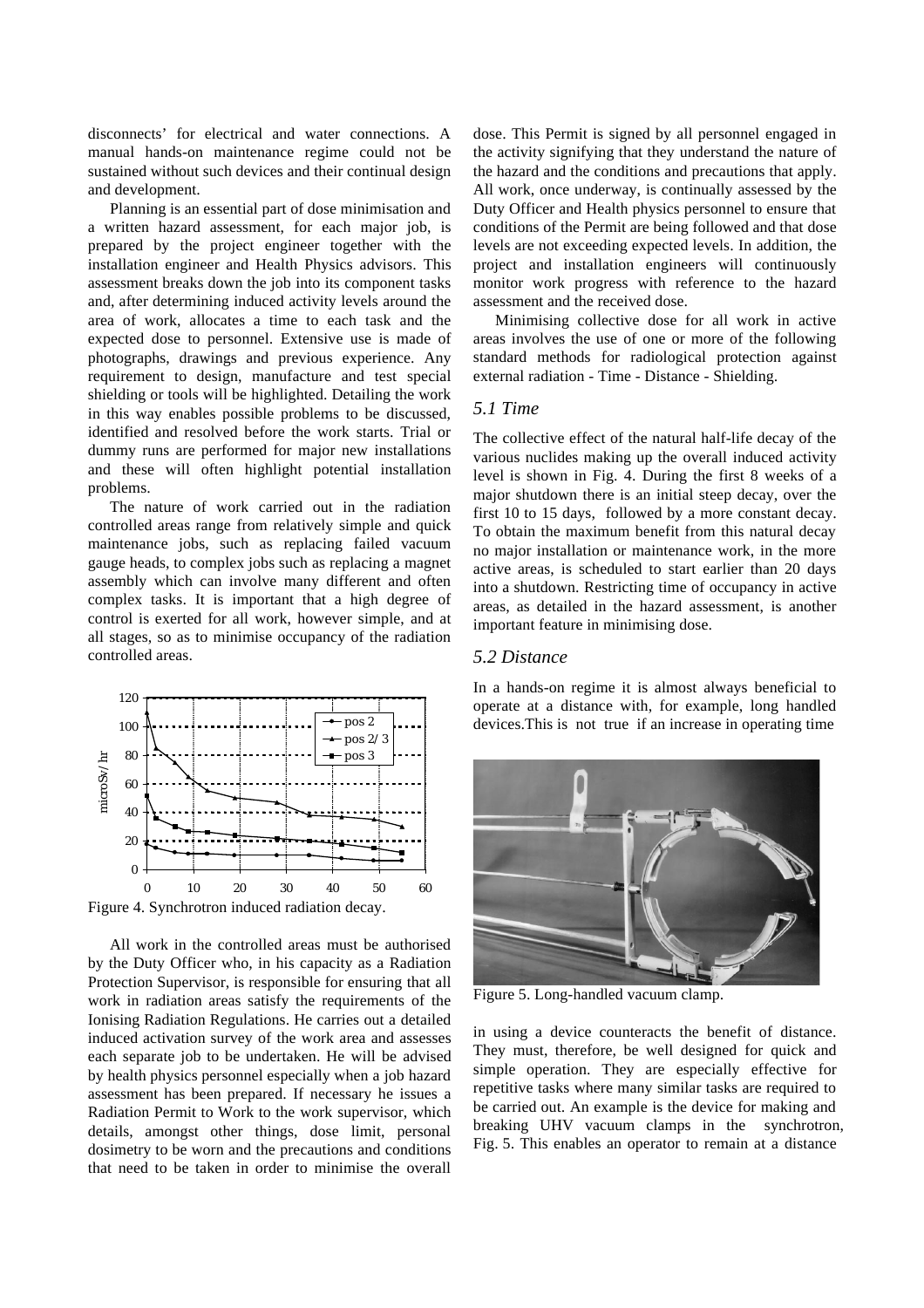disconnects' for electrical and water connections. A manual hands-on maintenance regime could not be sustained without such devices and their continual design and development.

Planning is an essential part of dose minimisation and a written hazard assessment, for each major job, is prepared by the project engineer together with the installation engineer and Health Physics advisors. This assessment breaks down the job into its component tasks and, after determining induced activity levels around the area of work, allocates a time to each task and the expected dose to personnel. Extensive use is made of photographs, drawings and previous experience. Any requirement to design, manufacture and test special shielding or tools will be highlighted. Detailing the work in this way enables possible problems to be discussed, identified and resolved before the work starts. Trial or dummy runs are performed for major new installations and these will often highlight potential installation problems.

The nature of work carried out in the radiation controlled areas range from relatively simple and quick maintenance jobs, such as replacing failed vacuum gauge heads, to complex jobs such as replacing a magnet assembly which can involve many different and often complex tasks. It is important that a high degree of control is exerted for all work, however simple, and at all stages, so as to minimise occupancy of the radiation controlled areas.

Figure 4. Synchrotron induced radiation decay.

All work in the controlled areas must be authorised by the Duty Officer who, in his capacity as a Radiation Protection Supervisor, is responsible for ensuring that all work in radiation areas satisfy the requirements of the Ionising Radiation Regulations. He carries out a detailed induced activation survey of the work area and assesses each separate job to be undertaken. He will be advised by health physics personnel especially when a job hazard assessment has been prepared. If necessary he issues a Radiation Permit to Work to the work supervisor, which details, amongst other things, dose limit, personal dosimetry to be worn and the precautions and conditions that need to be taken in order to minimise the overall dose. This Permit is signed by all personnel engaged in the activity signifying that they understand the nature of the hazard and the conditions and precautions that apply. All work, once underway, is continually assessed by the Duty Officer and Health physics personnel to ensure that conditions of the Permit are being followed and that dose levels are not exceeding expected levels. In addition, the project and installation engineers will continuously monitor work progress with reference to the hazard assessment and the received dose.

Minimising collective dose for all work in active areas involves the use of one or more of the following standard methods for radiological protection against external radiation - Time - Distance - Shielding.

### *5.1 Time*

The collective effect of the natural half-life decay of the various nuclides making up the overall induced activity level is shown in Fig. 4. During the first 8 weeks of a major shutdown there is an initial steep decay, over the first 10 to 15 days, followed by a more constant decay. To obtain the maximum benefit from this natural decay no major installation or maintenance work, in the more active areas, is scheduled to start earlier than 20 days into a shutdown. Restricting time of occupancy in active areas, as detailed in the hazard assessment, is another important feature in minimising dose.

### *5.2 Distance*

In a hands-on regime it is almost always beneficial to operate at a distance with, for example, long handled devices. This is not true if an increase in operating time in using a device counteracts the benefit of distance. They must, therefore, be well designed for quick and simple operation. They are especially effective for repetitive tasks where many similar tasks are required to be carried out. An example is the device for making and breaking UHV vacuum clamps in the synchrotron, Fig. 5. This enables an operator to remain at a distance

Figure 5. Long-handled vacuum clamp.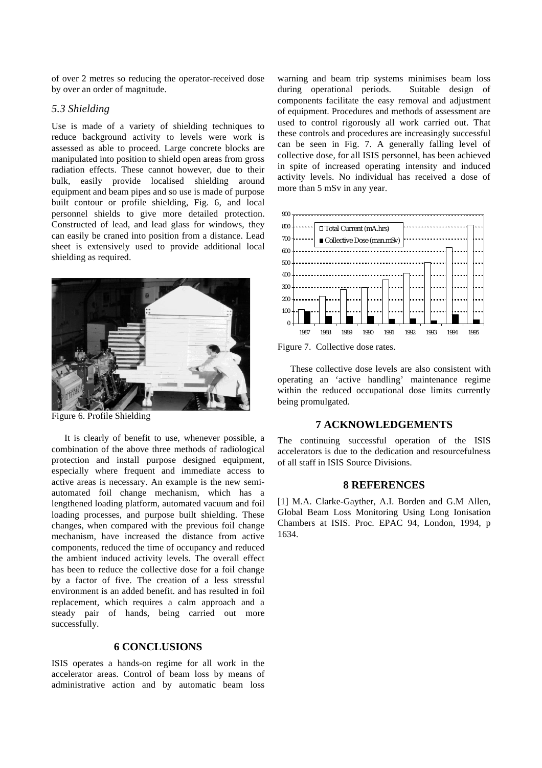of over 2 metres so reducing the operator-received dose by over an order of magnitude.

### *5.3 Shielding*

Use is made of a variety of shielding techniques to reduce background activity to levels were work is assessed as able to proceed. Large concrete blocks are manipulated into position to shield open areas from gross radiation effects. These cannot however, due to their bulk, easily provide localised shielding around equipment and beam pipes and so use is made of purpose built contour or profile shielding, Fig. 6, and local personnel shields to give more detailed protection. Constructed of lead, and lead glass for windows, they can easily be craned into position from a distance. Lead sheet is extensively used to provide additional local shielding as required.

Figure 6. Profile Shielding

It is clearly of benefit to use, whenever possible, a combination of the above three methods of radiological protection and install purpose designed equipment, especially where frequent and immediate access to active areas is necessary. An example is the new semi-automated foil change mechanism, which has a lengthened loading platform, automated vacuum and foil loading processes, and purpose built shielding. These changes, when compared with the previous foil change mechanism, have increased the distance from active components, reduced the time of occupancy and reduced the ambient induced activity levels. The overall effect has been to reduce the collective dose for a foil change by a factor of five. The creation of a less stressful environment is an added benefit. and has resulted in foil replacement, which requires a calm approach and a steady pair of hands, being carried out more successfully.

## 6 CONCLUSIONS

ISIS operates a hands-on regime for all work in the accelerator areas. Control of beam loss by means of administrative action and by automatic beam loss warning and beam trip systems minimises beam loss during operational periods. Suitable design of components facilitate the easy removal and adjustment of equipment. Procedures and methods of assessment are used to control rigorously all work carried out. That these controls and procedures are increasingly successful can be seen in Fig. 7. A generally falling level of collective dose, for all ISIS personnel, has been achieved in spite of increased operating intensity and induced activity levels. No individual has received a dose of more than 5 mSv in any year.

900
800
700
600
500
400
300
200
100
0

Total Current (mA.hrs)
Collective Dose (man.mSv)

1987 1988 1989 1990 1991 1992 1993 1994 1995

Figure 7. Collective dose rates.

These collective dose levels are also consistent with operating an 'active handling' maintenance regime within the reduced occupational dose limits currently being promulgated.

## 7 ACKNOWLEDGEMENTS

The continuing successful operation of the ISIS accelerators is due to the dedication and resourcefulness of all staff in ISIS Source Divisions.

## 8 REFERENCES

[1] M.A. Clarke-Gayther, A.I. Borden and G.M Allen, Global Beam Loss Monitoring Using Long Ionisation Chambers at ISIS. Proc. EPAC 94, London, 1994, p 1634.